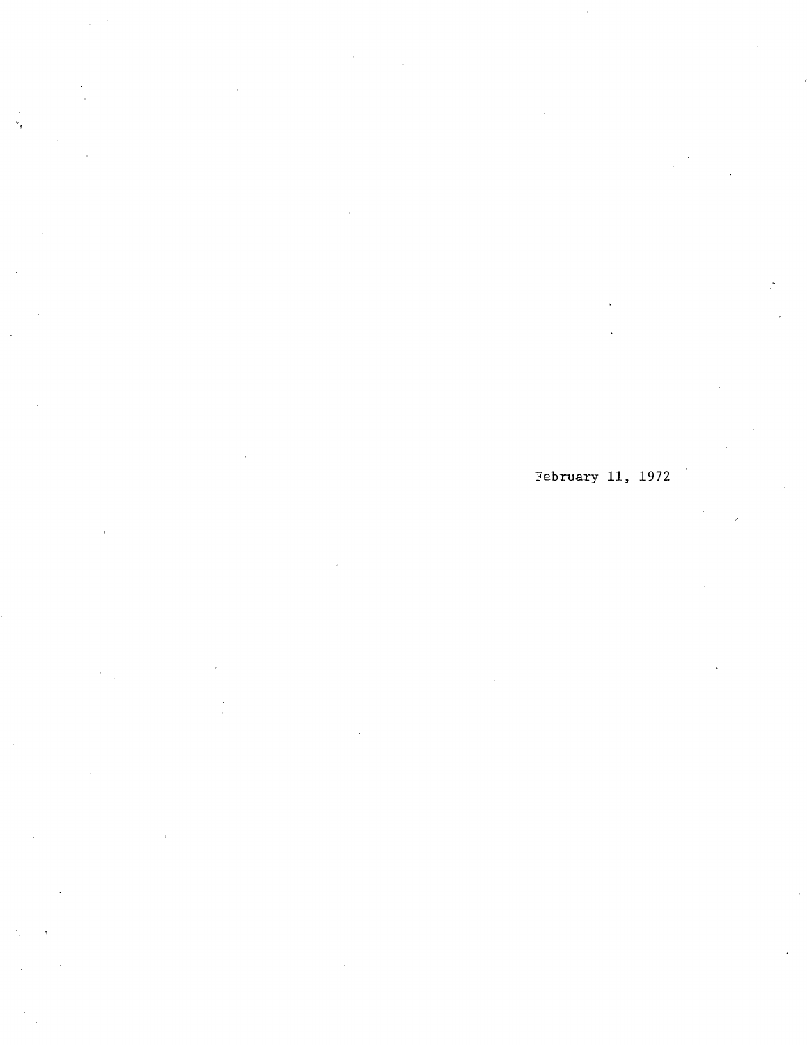February 11, 1972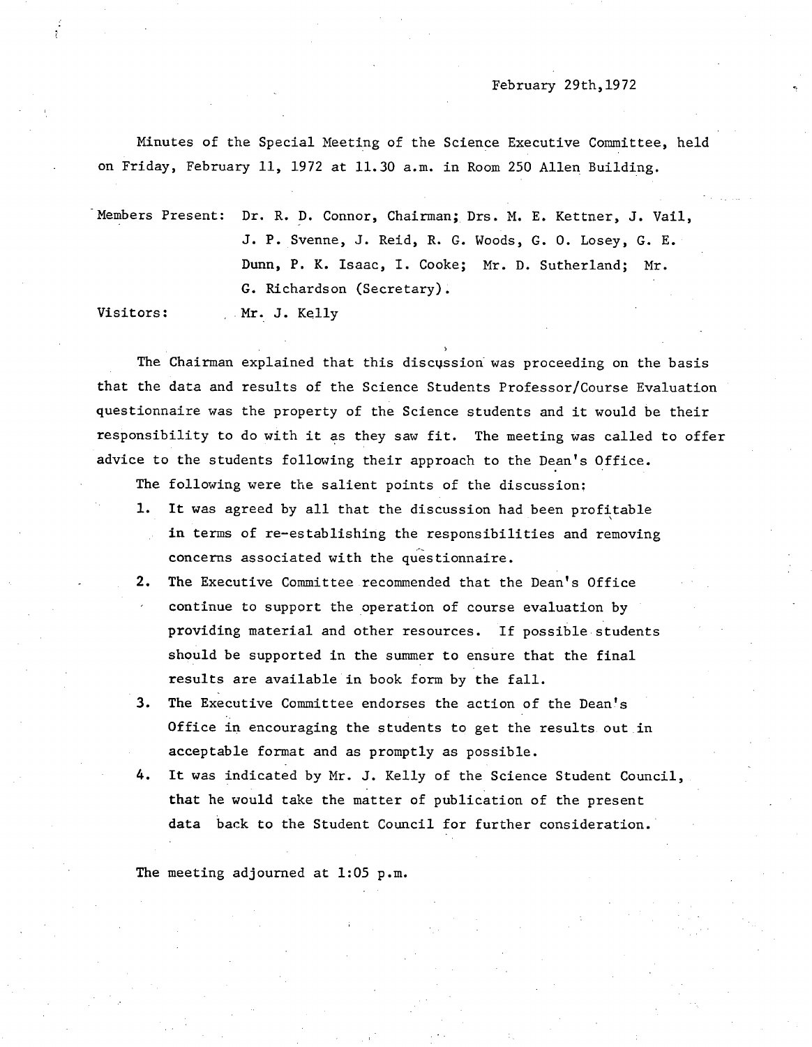February 29th,1972

Minutes of the Special Meeting of the Science Executive Committee, held on Friday, February 11, 1972 at 11.30 a.m. in Room 250 Allen Building.

Members Present: Dr. R. D. Connor, Chairman; Drs. M. E. Kettner, J. Vail, J. P. Svenne, J. Reid, R. G. Woods, G. O. Losey, G. E. Dunn, P. K. Isaac, I. Cooke; Mr. D. Sutherland; Mr. G. Richardson (Secretary).

Visitors: Mr. J. Kelly

The Chairman explained that this discussion was proceeding on the basis that the data and results of the Science Students Professor/Course Evaluation questionnaire was the property of the Science students and it would be their responsibility to do with it as they saw fit. The meeting was called to offer advice to the students following their approach to the Dean's Office.

The following were the salient points of the discussion:

1. It was agreed by all that the discussion had been profitable in terms of re-establishing the responsibilities and removing concerns associated with the questionnaire.
2. The Executive Committee recommended that the Dean's Office continue to support the operation of course evaluation by providing material and other resources. If possible students should be supported in the summer to ensure that the final results are available in book form by the fall.
3. The Executive Committee endorses the action of the Dean's Office in encouraging the students to get the results out in acceptable format and as promptly as possible.
4. It was indicated by Mr. J. Kelly of the Science Student Council, that he would take the matter of publication of the present data back to the Student Council for further consideration.

The meeting adjourned at 1:05 p.m.